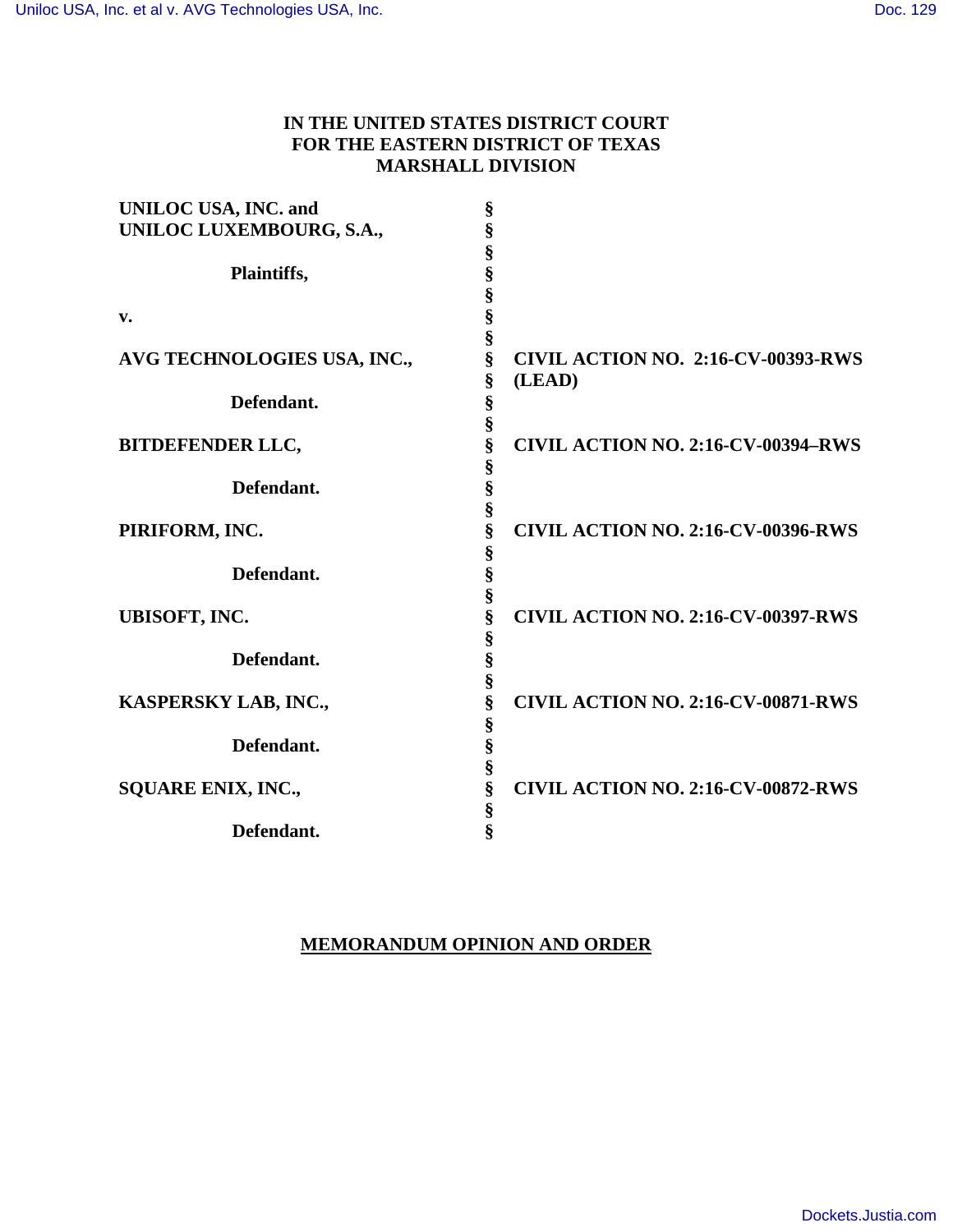**IN THE UNITED STATES DISTRICT COURT**
**FOR THE EASTERN DISTRICT OF TEXAS**
**MARSHALL DIVISION**

| | | |
|---|---|---|
| **UNILOC USA, INC. and UNILOC LUXEMBOURG, S.A.,** | § | |
| **Plaintiffs,** | § | |
| **v.** | § | |
| **AVG TECHNOLOGIES USA, INC.,** | § | **CIVIL ACTION NO. 2:16-CV-00393-RWS (LEAD)** |
| **Defendant.** | § | |
| **BITDEFENDER LLC,** | § | **CIVIL ACTION NO. 2:16-CV-00394–RWS** |
| **Defendant.** | § | |
| **PIRIFORM, INC.** | § | **CIVIL ACTION NO. 2:16-CV-00396-RWS** |
| **Defendant.** | § | |
| **UBISOFT, INC.** | § | **CIVIL ACTION NO. 2:16-CV-00397-RWS** |
| **Defendant.** | § | |
| **KASPERSKY LAB, INC.,** | § | **CIVIL ACTION NO. 2:16-CV-00871-RWS** |
| **Defendant.** | § | |
| **SQUARE ENIX, INC.,** | § | **CIVIL ACTION NO. 2:16-CV-00872-RWS** |
| **Defendant.** | § | |

**MEMORANDUM OPINION AND ORDER**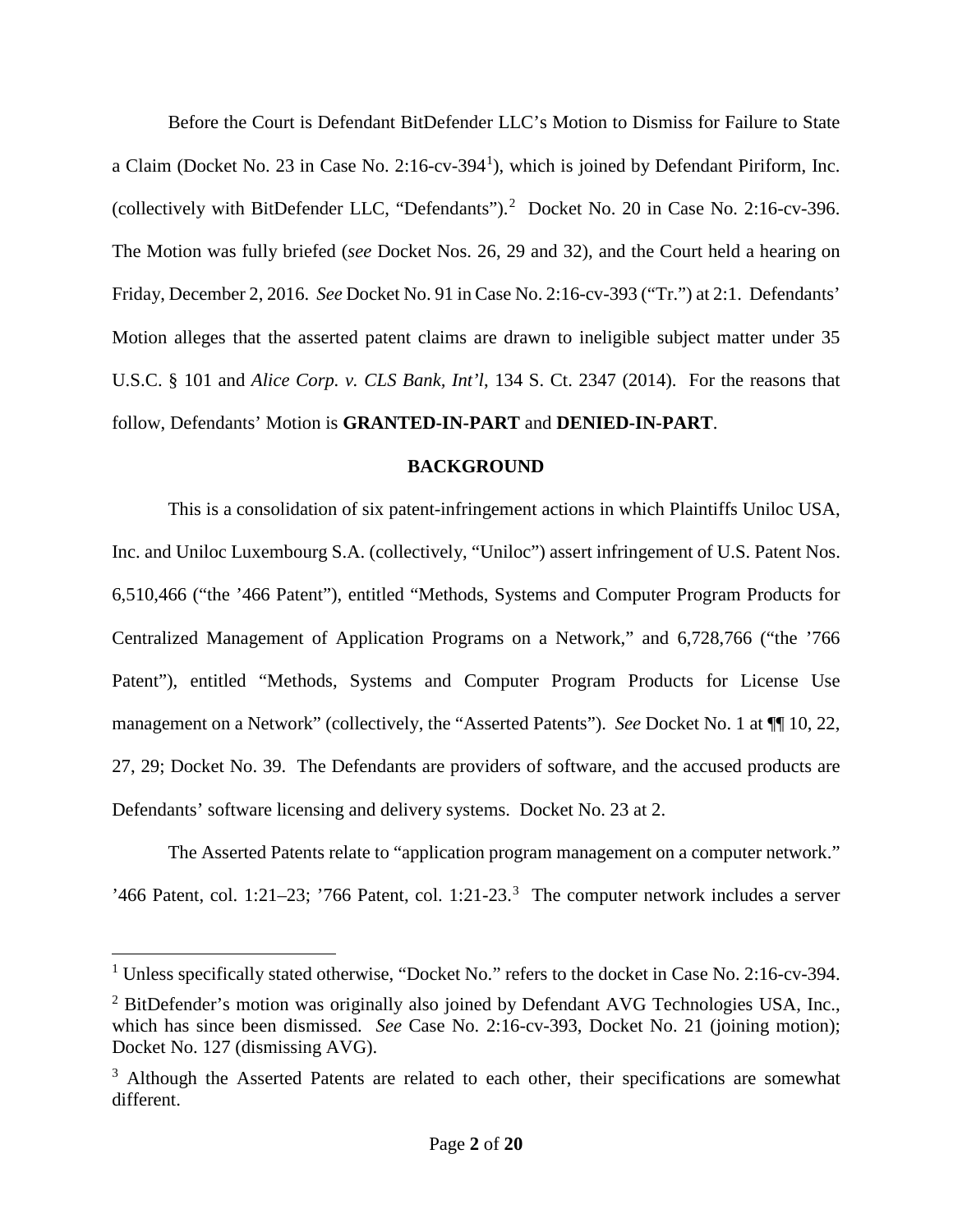Before the Court is Defendant BitDefender LLC's Motion to Dismiss for Failure to State a Claim (Docket No. 23 in Case No. 2:16-cv-394[1]), which is joined by Defendant Piriform, Inc. (collectively with BitDefender LLC, "Defendants").[2] Docket No. 20 in Case No. 2:16-cv-396. The Motion was fully briefed (*see* Docket Nos. 26, 29 and 32), and the Court held a hearing on Friday, December 2, 2016. *See* Docket No. 91 in Case No. 2:16-cv-393 ("Tr.") at 2:1. Defendants' Motion alleges that the asserted patent claims are drawn to ineligible subject matter under 35 U.S.C. § 101 and *Alice Corp. v. CLS Bank, Int'l*, 134 S. Ct. 2347 (2014). For the reasons that follow, Defendants' Motion is **GRANTED-IN-PART** and **DENIED-IN-PART**.

## BACKGROUND

This is a consolidation of six patent-infringement actions in which Plaintiffs Uniloc USA, Inc. and Uniloc Luxembourg S.A. (collectively, "Uniloc") assert infringement of U.S. Patent Nos. 6,510,466 ("the '466 Patent"), entitled "Methods, Systems and Computer Program Products for Centralized Management of Application Programs on a Network," and 6,728,766 ("the '766 Patent"), entitled "Methods, Systems and Computer Program Products for License Use management on a Network" (collectively, the "Asserted Patents"). *See* Docket No. 1 at ¶¶ 10, 22, 27, 29; Docket No. 39. The Defendants are providers of software, and the accused products are Defendants' software licensing and delivery systems. Docket No. 23 at 2.

The Asserted Patents relate to "application program management on a computer network." '466 Patent, col. 1:21–23; '766 Patent, col. 1:21-23.[3] The computer network includes a server

---

[1] Unless specifically stated otherwise, "Docket No." refers to the docket in Case No. 2:16-cv-394.

[2] BitDefender's motion was originally also joined by Defendant AVG Technologies USA, Inc., which has since been dismissed. *See* Case No. 2:16-cv-393, Docket No. 21 (joining motion); Docket No. 127 (dismissing AVG).

[3] Although the Asserted Patents are related to each other, their specifications are somewhat different.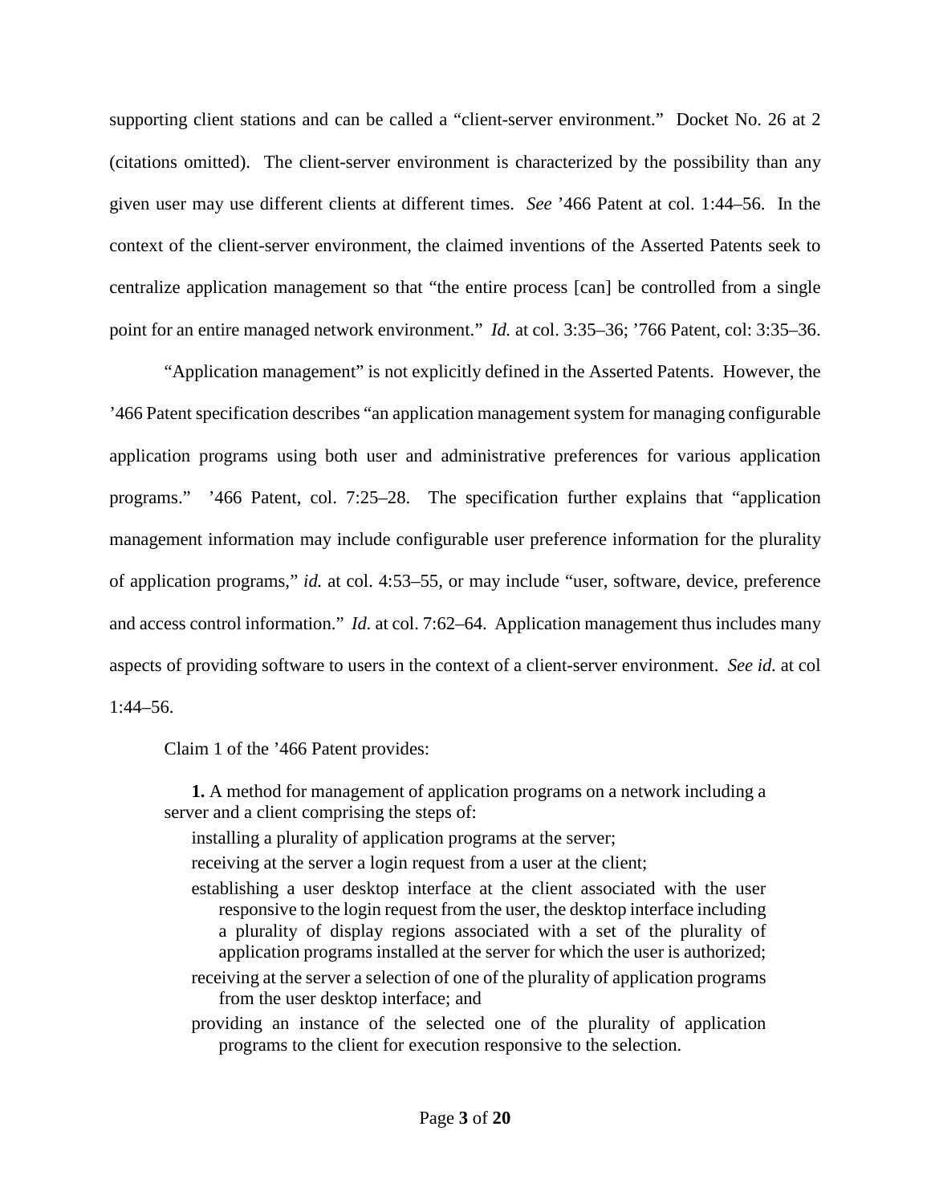supporting client stations and can be called a "client-server environment." Docket No. 26 at 2 (citations omitted). The client-server environment is characterized by the possibility than any given user may use different clients at different times. *See* '466 Patent at col. 1:44–56. In the context of the client-server environment, the claimed inventions of the Asserted Patents seek to centralize application management so that "the entire process [can] be controlled from a single point for an entire managed network environment." *Id.* at col. 3:35–36; '766 Patent, col: 3:35–36.

"Application management" is not explicitly defined in the Asserted Patents. However, the '466 Patent specification describes "an application management system for managing configurable application programs using both user and administrative preferences for various application programs." '466 Patent, col. 7:25–28. The specification further explains that "application management information may include configurable user preference information for the plurality of application programs," *id.* at col. 4:53–55, or may include "user, software, device, preference and access control information." *Id.* at col. 7:62–64. Application management thus includes many aspects of providing software to users in the context of a client-server environment. *See id.* at col 1:44–56.

Claim 1 of the '466 Patent provides:

> **1.** A method for management of application programs on a network including a server and a client comprising the steps of:
>
> installing a plurality of application programs at the server;
>
> receiving at the server a login request from a user at the client;
>
> establishing a user desktop interface at the client associated with the user responsive to the login request from the user, the desktop interface including a plurality of display regions associated with a set of the plurality of application programs installed at the server for which the user is authorized;
>
> receiving at the server a selection of one of the plurality of application programs from the user desktop interface; and
>
> providing an instance of the selected one of the plurality of application programs to the client for execution responsive to the selection.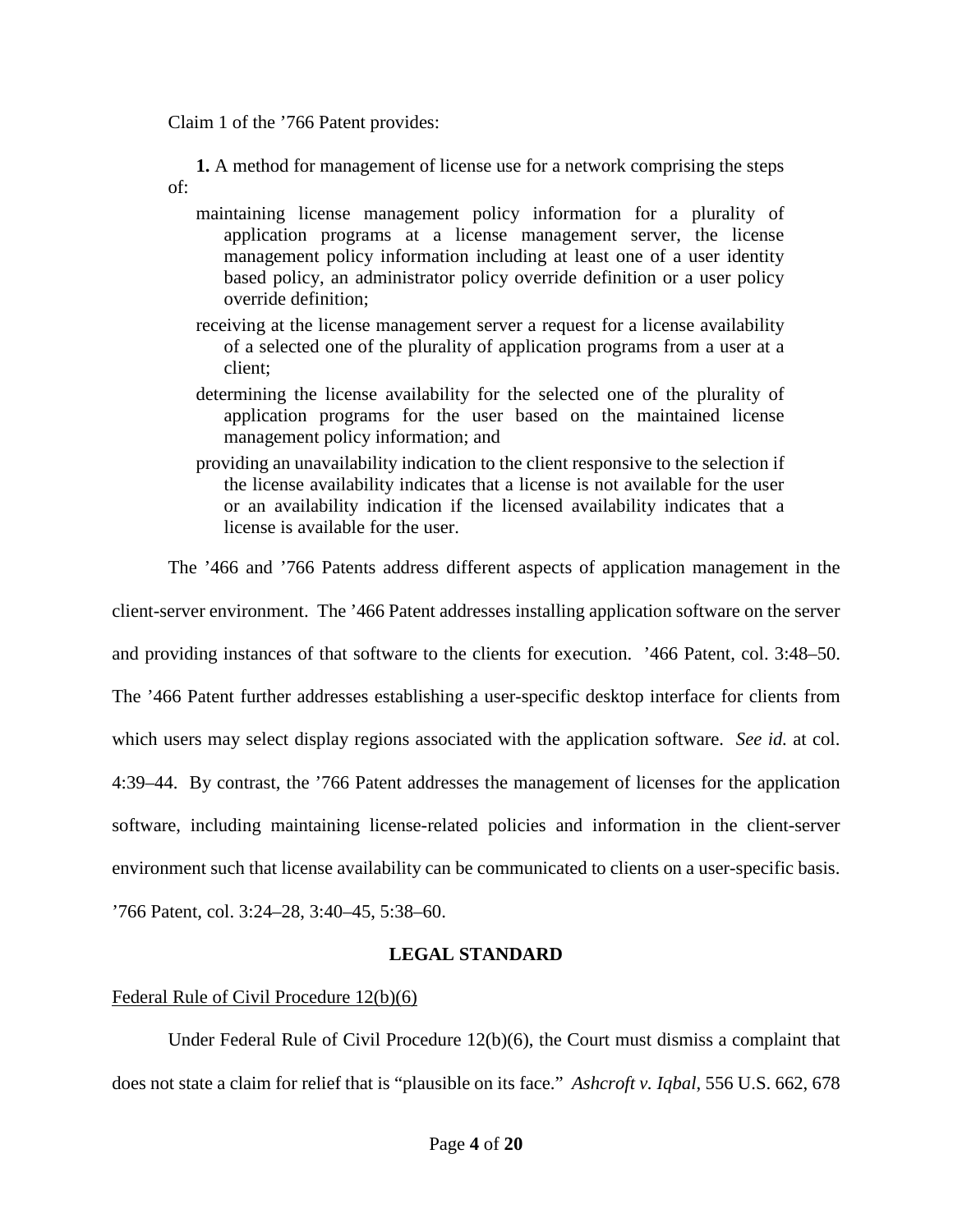Claim 1 of the ’766 Patent provides:

> **1.** A method for management of license use for a network comprising the steps of:
>
> maintaining license management policy information for a plurality of application programs at a license management server, the license management policy information including at least one of a user identity based policy, an administrator policy override definition or a user policy override definition;
>
> receiving at the license management server a request for a license availability of a selected one of the plurality of application programs from a user at a client;
>
> determining the license availability for the selected one of the plurality of application programs for the user based on the maintained license management policy information; and
>
> providing an unavailability indication to the client responsive to the selection if the license availability indicates that a license is not available for the user or an availability indication if the licensed availability indicates that a license is available for the user.

The ’466 and ’766 Patents address different aspects of application management in the client-server environment. The ’466 Patent addresses installing application software on the server and providing instances of that software to the clients for execution. ’466 Patent, col. 3:48–50. The ’466 Patent further addresses establishing a user-specific desktop interface for clients from which users may select display regions associated with the application software. *See id.* at col. 4:39–44. By contrast, the ’766 Patent addresses the management of licenses for the application software, including maintaining license-related policies and information in the client-server environment such that license availability can be communicated to clients on a user-specific basis. ’766 Patent, col. 3:24–28, 3:40–45, 5:38–60.

## LEGAL STANDARD

Federal Rule of Civil Procedure 12(b)(6)

Under Federal Rule of Civil Procedure 12(b)(6), the Court must dismiss a complaint that does not state a claim for relief that is “plausible on its face.” *Ashcroft v. Iqbal*, 556 U.S. 662, 678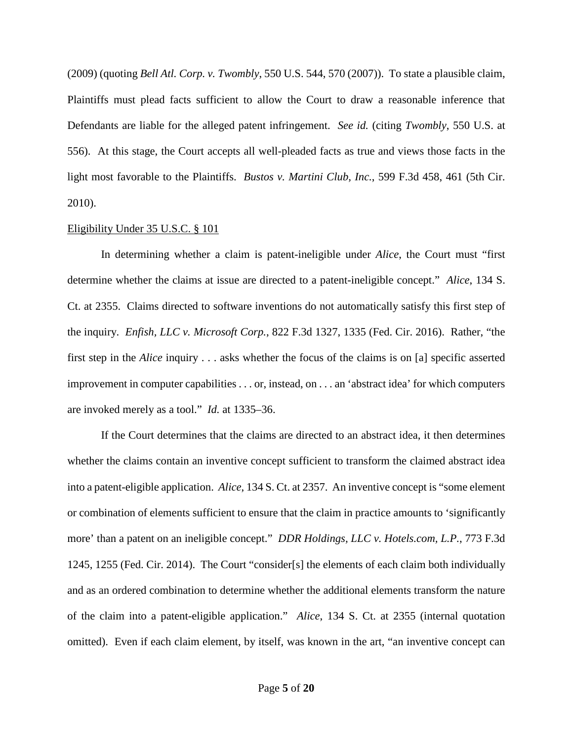(2009) (quoting *Bell Atl. Corp. v. Twombly*, 550 U.S. 544, 570 (2007)). To state a plausible claim, Plaintiffs must plead facts sufficient to allow the Court to draw a reasonable inference that Defendants are liable for the alleged patent infringement. *See id.* (citing *Twombly*, 550 U.S. at 556). At this stage, the Court accepts all well-pleaded facts as true and views those facts in the light most favorable to the Plaintiffs. *Bustos v. Martini Club, Inc.*, 599 F.3d 458, 461 (5th Cir. 2010).

<u>Eligibility Under 35 U.S.C. § 101</u>

In determining whether a claim is patent-ineligible under *Alice*, the Court must "first determine whether the claims at issue are directed to a patent-ineligible concept." *Alice*, 134 S. Ct. at 2355. Claims directed to software inventions do not automatically satisfy this first step of the inquiry. *Enfish, LLC v. Microsoft Corp.*, 822 F.3d 1327, 1335 (Fed. Cir. 2016). Rather, "the first step in the *Alice* inquiry . . . asks whether the focus of the claims is on [a] specific asserted improvement in computer capabilities . . . or, instead, on . . . an 'abstract idea' for which computers are invoked merely as a tool." *Id.* at 1335–36.

If the Court determines that the claims are directed to an abstract idea, it then determines whether the claims contain an inventive concept sufficient to transform the claimed abstract idea into a patent-eligible application. *Alice*, 134 S. Ct. at 2357. An inventive concept is "some element or combination of elements sufficient to ensure that the claim in practice amounts to 'significantly more' than a patent on an ineligible concept." *DDR Holdings, LLC v. Hotels.com, L.P.*, 773 F.3d 1245, 1255 (Fed. Cir. 2014). The Court "consider[s] the elements of each claim both individually and as an ordered combination to determine whether the additional elements transform the nature of the claim into a patent-eligible application." *Alice*, 134 S. Ct. at 2355 (internal quotation omitted). Even if each claim element, by itself, was known in the art, "an inventive concept can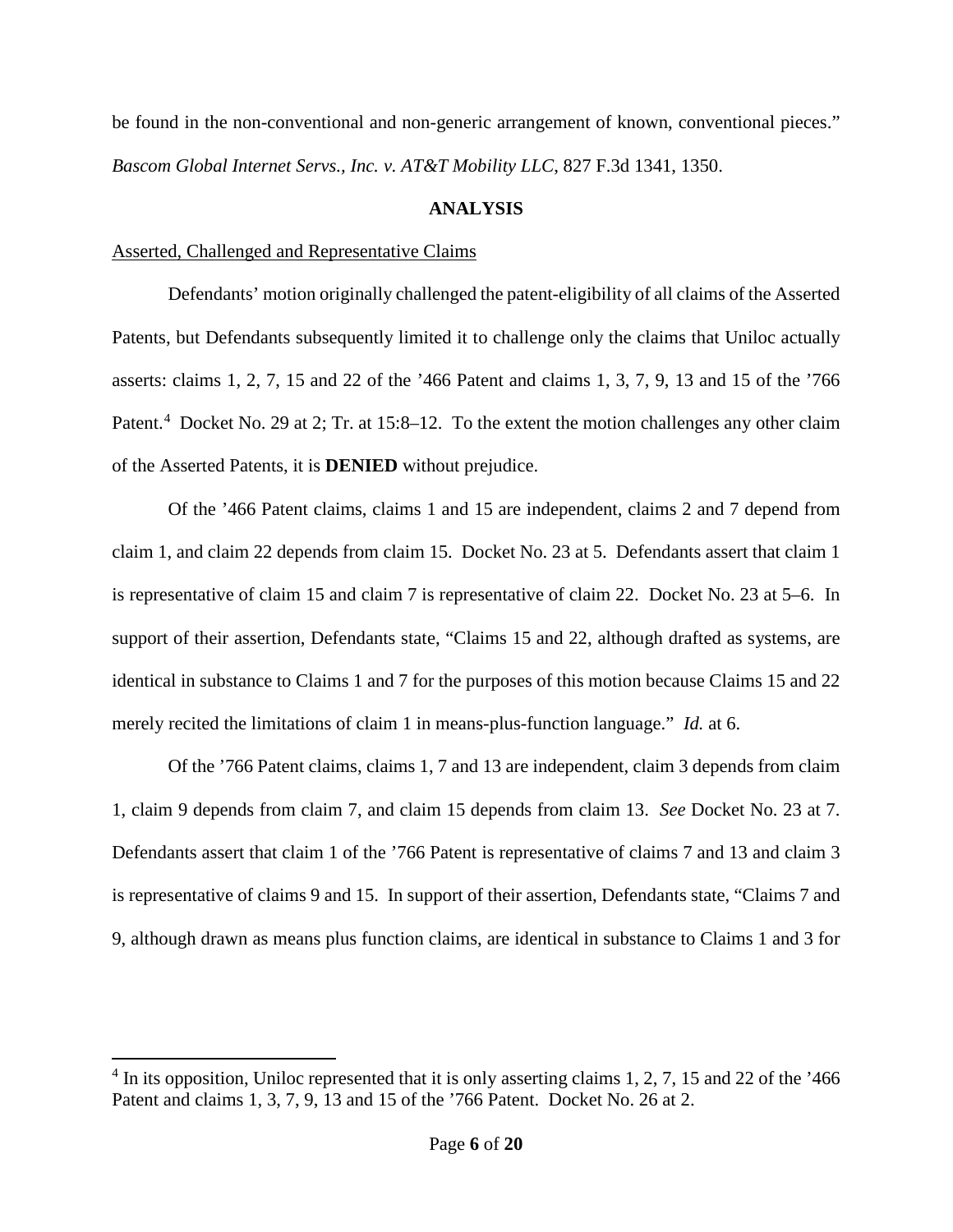be found in the non-conventional and non-generic arrangement of known, conventional pieces." *Bascom Global Internet Servs., Inc. v. AT&T Mobility LLC*, 827 F.3d 1341, 1350.

**ANALYSIS**

Asserted, Challenged and Representative Claims

Defendants' motion originally challenged the patent-eligibility of all claims of the Asserted Patents, but Defendants subsequently limited it to challenge only the claims that Uniloc actually asserts: claims 1, 2, 7, 15 and 22 of the '466 Patent and claims 1, 3, 7, 9, 13 and 15 of the '766 Patent.[4] Docket No. 29 at 2; Tr. at 15:8–12. To the extent the motion challenges any other claim of the Asserted Patents, it is **DENIED** without prejudice.

Of the '466 Patent claims, claims 1 and 15 are independent, claims 2 and 7 depend from claim 1, and claim 22 depends from claim 15. Docket No. 23 at 5. Defendants assert that claim 1 is representative of claim 15 and claim 7 is representative of claim 22. Docket No. 23 at 5–6. In support of their assertion, Defendants state, "Claims 15 and 22, although drafted as systems, are identical in substance to Claims 1 and 7 for the purposes of this motion because Claims 15 and 22 merely recited the limitations of claim 1 in means-plus-function language." *Id.* at 6.

Of the '766 Patent claims, claims 1, 7 and 13 are independent, claim 3 depends from claim 1, claim 9 depends from claim 7, and claim 15 depends from claim 13. *See* Docket No. 23 at 7. Defendants assert that claim 1 of the '766 Patent is representative of claims 7 and 13 and claim 3 is representative of claims 9 and 15. In support of their assertion, Defendants state, "Claims 7 and 9, although drawn as means plus function claims, are identical in substance to Claims 1 and 3 for

[4] In its opposition, Uniloc represented that it is only asserting claims 1, 2, 7, 15 and 22 of the '466 Patent and claims 1, 3, 7, 9, 13 and 15 of the '766 Patent. Docket No. 26 at 2.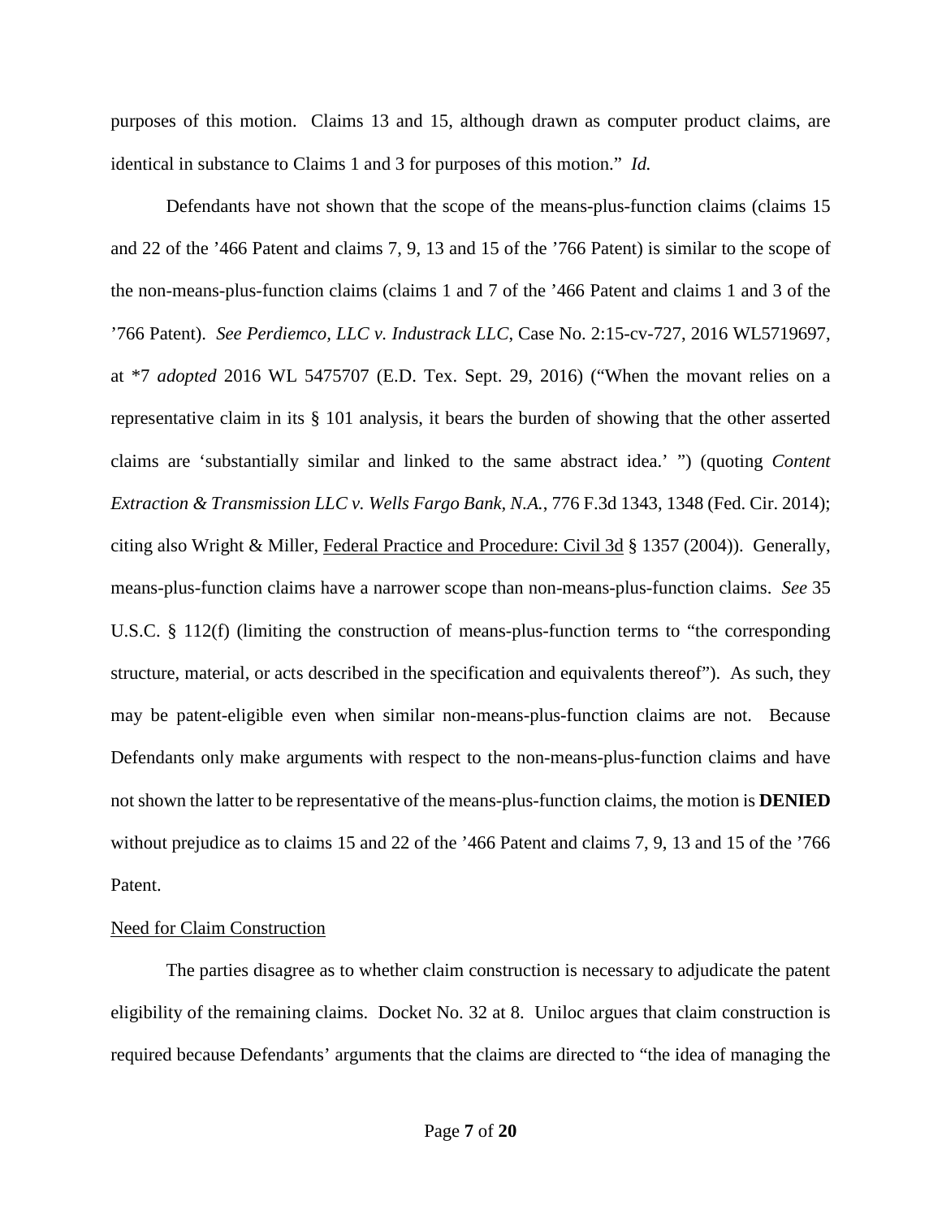purposes of this motion. Claims 13 and 15, although drawn as computer product claims, are identical in substance to Claims 1 and 3 for purposes of this motion." *Id.*

Defendants have not shown that the scope of the means-plus-function claims (claims 15 and 22 of the '466 Patent and claims 7, 9, 13 and 15 of the '766 Patent) is similar to the scope of the non-means-plus-function claims (claims 1 and 7 of the '466 Patent and claims 1 and 3 of the '766 Patent). *See Perdiemco, LLC v. Industrack LLC*, Case No. 2:15-cv-727, 2016 WL5719697, at *7 *adopted* 2016 WL 5475707 (E.D. Tex. Sept. 29, 2016) ("When the movant relies on a representative claim in its § 101 analysis, it bears the burden of showing that the other asserted claims are 'substantially similar and linked to the same abstract idea.' ") (quoting *Content Extraction & Transmission LLC v. Wells Fargo Bank, N.A.*, 776 F.3d 1343, 1348 (Fed. Cir. 2014); citing also Wright & Miller, <u>Federal Practice and Procedure: Civil 3d</u> § 1357 (2004)). Generally, means-plus-function claims have a narrower scope than non-means-plus-function claims. *See* 35 U.S.C. § 112(f) (limiting the construction of means-plus-function terms to "the corresponding structure, material, or acts described in the specification and equivalents thereof"). As such, they may be patent-eligible even when similar non-means-plus-function claims are not. Because Defendants only make arguments with respect to the non-means-plus-function claims and have not shown the latter to be representative of the means-plus-function claims, the motion is **DENIED** without prejudice as to claims 15 and 22 of the '466 Patent and claims 7, 9, 13 and 15 of the '766 Patent.

<u>Need for Claim Construction</u>

The parties disagree as to whether claim construction is necessary to adjudicate the patent eligibility of the remaining claims. Docket No. 32 at 8. Uniloc argues that claim construction is required because Defendants' arguments that the claims are directed to "the idea of managing the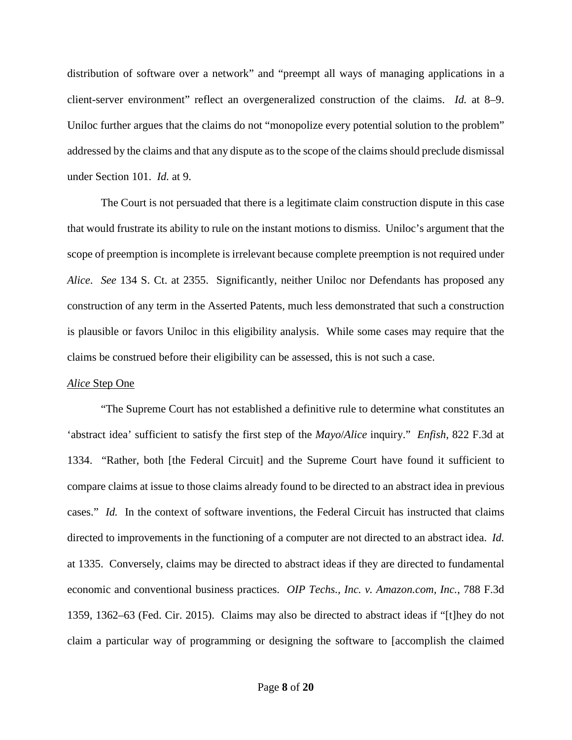distribution of software over a network" and "preempt all ways of managing applications in a client-server environment" reflect an overgeneralized construction of the claims. *Id.* at 8–9. Uniloc further argues that the claims do not "monopolize every potential solution to the problem" addressed by the claims and that any dispute as to the scope of the claims should preclude dismissal under Section 101. *Id.* at 9.

The Court is not persuaded that there is a legitimate claim construction dispute in this case that would frustrate its ability to rule on the instant motions to dismiss. Uniloc's argument that the scope of preemption is incomplete is irrelevant because complete preemption is not required under *Alice*. *See* 134 S. Ct. at 2355. Significantly, neither Uniloc nor Defendants has proposed any construction of any term in the Asserted Patents, much less demonstrated that such a construction is plausible or favors Uniloc in this eligibility analysis. While some cases may require that the claims be construed before their eligibility can be assessed, this is not such a case.

*Alice* Step One

"The Supreme Court has not established a definitive rule to determine what constitutes an 'abstract idea' sufficient to satisfy the first step of the *Mayo*/*Alice* inquiry." *Enfish*, 822 F.3d at 1334. "Rather, both [the Federal Circuit] and the Supreme Court have found it sufficient to compare claims at issue to those claims already found to be directed to an abstract idea in previous cases." *Id.* In the context of software inventions, the Federal Circuit has instructed that claims directed to improvements in the functioning of a computer are not directed to an abstract idea. *Id.* at 1335. Conversely, claims may be directed to abstract ideas if they are directed to fundamental economic and conventional business practices. *OIP Techs., Inc. v. Amazon.com, Inc.*, 788 F.3d 1359, 1362–63 (Fed. Cir. 2015). Claims may also be directed to abstract ideas if "[t]hey do not claim a particular way of programming or designing the software to [accomplish the claimed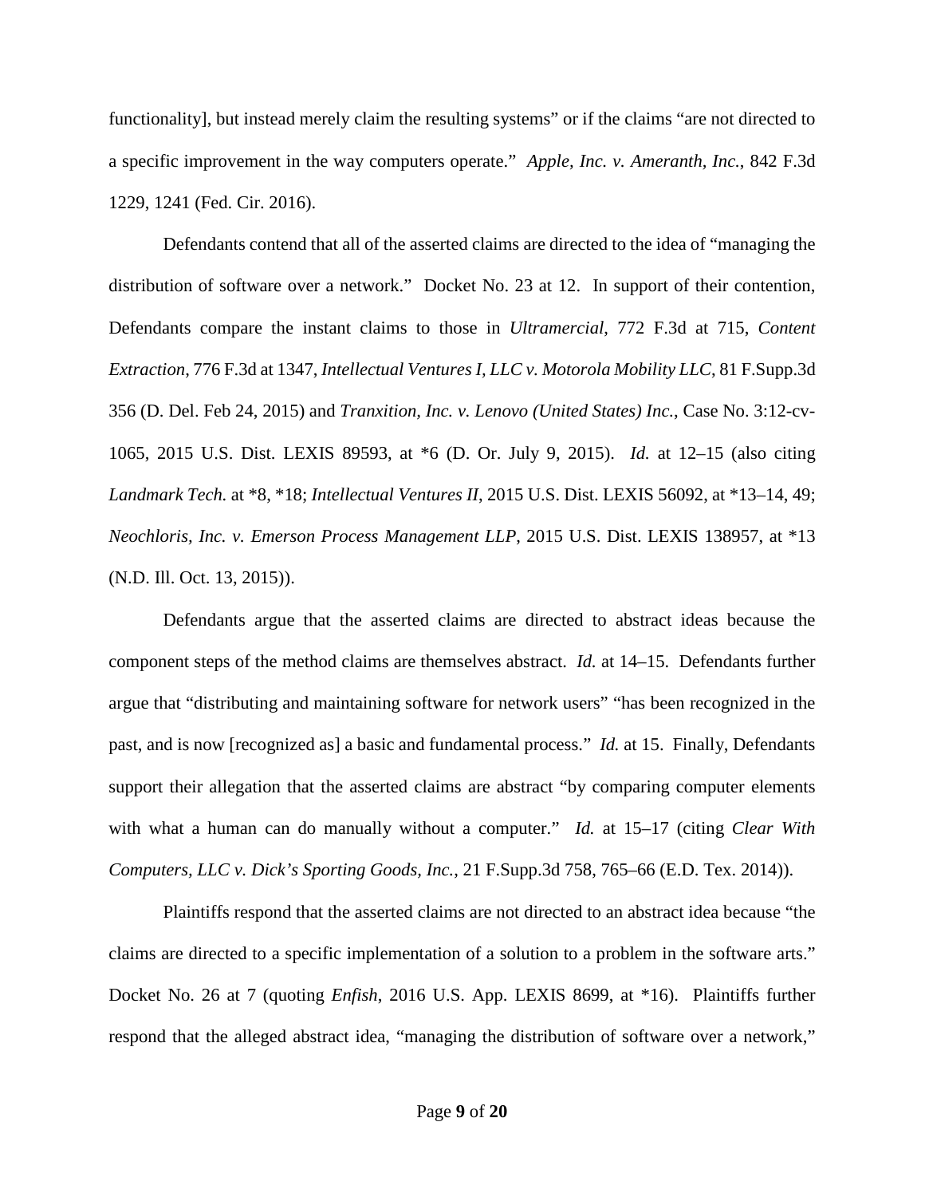functionality], but instead merely claim the resulting systems" or if the claims "are not directed to a specific improvement in the way computers operate." *Apple, Inc. v. Ameranth, Inc.*, 842 F.3d 1229, 1241 (Fed. Cir. 2016).

Defendants contend that all of the asserted claims are directed to the idea of "managing the distribution of software over a network." Docket No. 23 at 12. In support of their contention, Defendants compare the instant claims to those in *Ultramercial*, 772 F.3d at 715, *Content Extraction*, 776 F.3d at 1347, *Intellectual Ventures I, LLC v. Motorola Mobility LLC*, 81 F.Supp.3d 356 (D. Del. Feb 24, 2015) and *Tranxition, Inc. v. Lenovo (United States) Inc.*, Case No. 3:12-cv-1065, 2015 U.S. Dist. LEXIS 89593, at *6 (D. Or. July 9, 2015). *Id.* at 12–15 (also citing *Landmark Tech.* at *8, *18; *Intellectual Ventures II*, 2015 U.S. Dist. LEXIS 56092, at *13–14, 49; *Neochloris, Inc. v. Emerson Process Management LLP*, 2015 U.S. Dist. LEXIS 138957, at *13 (N.D. Ill. Oct. 13, 2015)).

Defendants argue that the asserted claims are directed to abstract ideas because the component steps of the method claims are themselves abstract. *Id.* at 14–15. Defendants further argue that "distributing and maintaining software for network users" "has been recognized in the past, and is now [recognized as] a basic and fundamental process." *Id.* at 15. Finally, Defendants support their allegation that the asserted claims are abstract "by comparing computer elements with what a human can do manually without a computer." *Id.* at 15–17 (citing *Clear With Computers, LLC v. Dick's Sporting Goods, Inc.*, 21 F.Supp.3d 758, 765–66 (E.D. Tex. 2014)).

Plaintiffs respond that the asserted claims are not directed to an abstract idea because "the claims are directed to a specific implementation of a solution to a problem in the software arts." Docket No. 26 at 7 (quoting *Enfish*, 2016 U.S. App. LEXIS 8699, at *16). Plaintiffs further respond that the alleged abstract idea, "managing the distribution of software over a network,"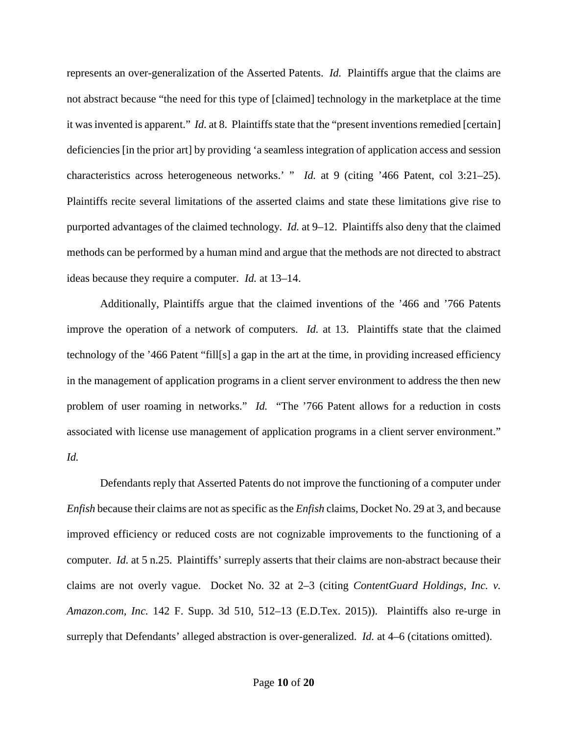represents an over-generalization of the Asserted Patents. *Id.* Plaintiffs argue that the claims are not abstract because "the need for this type of [claimed] technology in the marketplace at the time it was invented is apparent." *Id.* at 8. Plaintiffs state that the "present inventions remedied [certain] deficiencies [in the prior art] by providing 'a seamless integration of application access and session characteristics across heterogeneous networks.' " *Id.* at 9 (citing '466 Patent, col 3:21–25). Plaintiffs recite several limitations of the asserted claims and state these limitations give rise to purported advantages of the claimed technology. *Id.* at 9–12. Plaintiffs also deny that the claimed methods can be performed by a human mind and argue that the methods are not directed to abstract ideas because they require a computer. *Id.* at 13–14.

Additionally, Plaintiffs argue that the claimed inventions of the '466 and '766 Patents improve the operation of a network of computers. *Id.* at 13. Plaintiffs state that the claimed technology of the '466 Patent "fill[s] a gap in the art at the time, in providing increased efficiency in the management of application programs in a client server environment to address the then new problem of user roaming in networks." *Id.* "The '766 Patent allows for a reduction in costs associated with license use management of application programs in a client server environment." *Id.*

Defendants reply that Asserted Patents do not improve the functioning of a computer under *Enfish* because their claims are not as specific as the *Enfish* claims, Docket No. 29 at 3, and because improved efficiency or reduced costs are not cognizable improvements to the functioning of a computer. *Id.* at 5 n.25. Plaintiffs' surreply asserts that their claims are non-abstract because their claims are not overly vague. Docket No. 32 at 2–3 (citing *ContentGuard Holdings, Inc. v. Amazon.com, Inc.* 142 F. Supp. 3d 510, 512–13 (E.D.Tex. 2015)). Plaintiffs also re-urge in surreply that Defendants' alleged abstraction is over-generalized. *Id.* at 4–6 (citations omitted).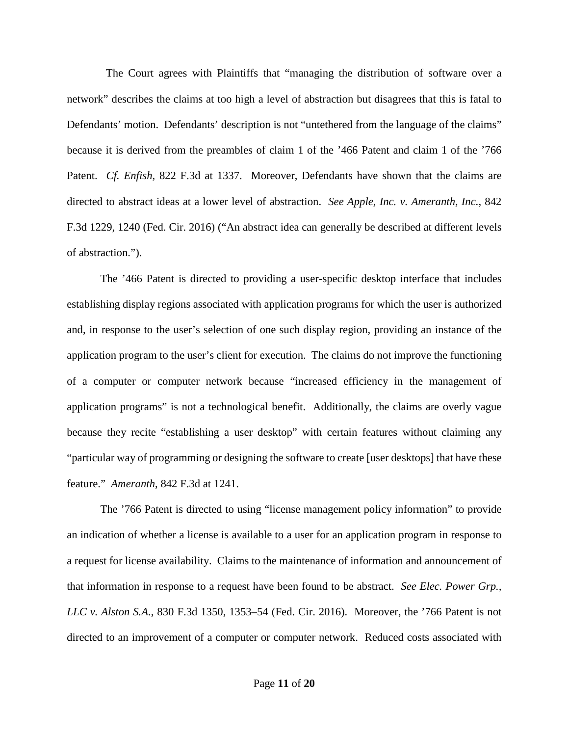The Court agrees with Plaintiffs that "managing the distribution of software over a network" describes the claims at too high a level of abstraction but disagrees that this is fatal to Defendants' motion. Defendants' description is not "untethered from the language of the claims" because it is derived from the preambles of claim 1 of the '466 Patent and claim 1 of the '766 Patent. *Cf. Enfish*, 822 F.3d at 1337. Moreover, Defendants have shown that the claims are directed to abstract ideas at a lower level of abstraction. *See Apple, Inc. v. Ameranth, Inc.*, 842 F.3d 1229, 1240 (Fed. Cir. 2016) ("An abstract idea can generally be described at different levels of abstraction.").

The '466 Patent is directed to providing a user-specific desktop interface that includes establishing display regions associated with application programs for which the user is authorized and, in response to the user's selection of one such display region, providing an instance of the application program to the user's client for execution. The claims do not improve the functioning of a computer or computer network because "increased efficiency in the management of application programs" is not a technological benefit. Additionally, the claims are overly vague because they recite "establishing a user desktop" with certain features without claiming any "particular way of programming or designing the software to create [user desktops] that have these feature." *Ameranth*, 842 F.3d at 1241.

The '766 Patent is directed to using "license management policy information" to provide an indication of whether a license is available to a user for an application program in response to a request for license availability. Claims to the maintenance of information and announcement of that information in response to a request have been found to be abstract. *See Elec. Power Grp., LLC v. Alston S.A.*, 830 F.3d 1350, 1353–54 (Fed. Cir. 2016). Moreover, the '766 Patent is not directed to an improvement of a computer or computer network. Reduced costs associated with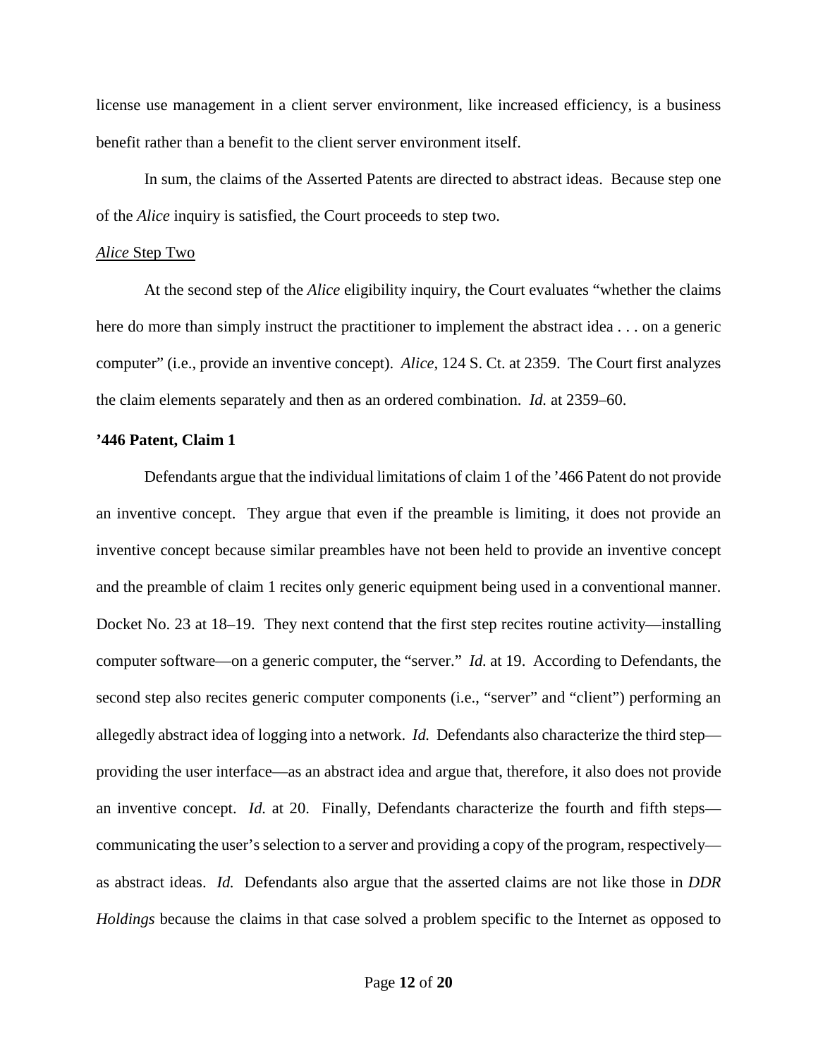license use management in a client server environment, like increased efficiency, is a business benefit rather than a benefit to the client server environment itself.

In sum, the claims of the Asserted Patents are directed to abstract ideas. Because step one of the *Alice* inquiry is satisfied, the Court proceeds to step two.

<u>*Alice* Step Two</u>

At the second step of the *Alice* eligibility inquiry, the Court evaluates "whether the claims here do more than simply instruct the practitioner to implement the abstract idea . . . on a generic computer" (i.e., provide an inventive concept). *Alice*, 124 S. Ct. at 2359. The Court first analyzes the claim elements separately and then as an ordered combination. *Id.* at 2359–60.

**'446 Patent, Claim 1**

Defendants argue that the individual limitations of claim 1 of the '466 Patent do not provide an inventive concept. They argue that even if the preamble is limiting, it does not provide an inventive concept because similar preambles have not been held to provide an inventive concept and the preamble of claim 1 recites only generic equipment being used in a conventional manner. Docket No. 23 at 18–19. They next contend that the first step recites routine activity—installing computer software—on a generic computer, the "server." *Id.* at 19. According to Defendants, the second step also recites generic computer components (i.e., "server" and "client") performing an allegedly abstract idea of logging into a network. *Id.* Defendants also characterize the third step—providing the user interface—as an abstract idea and argue that, therefore, it also does not provide an inventive concept. *Id.* at 20. Finally, Defendants characterize the fourth and fifth steps—communicating the user's selection to a server and providing a copy of the program, respectively—as abstract ideas. *Id.* Defendants also argue that the asserted claims are not like those in *DDR Holdings* because the claims in that case solved a problem specific to the Internet as opposed to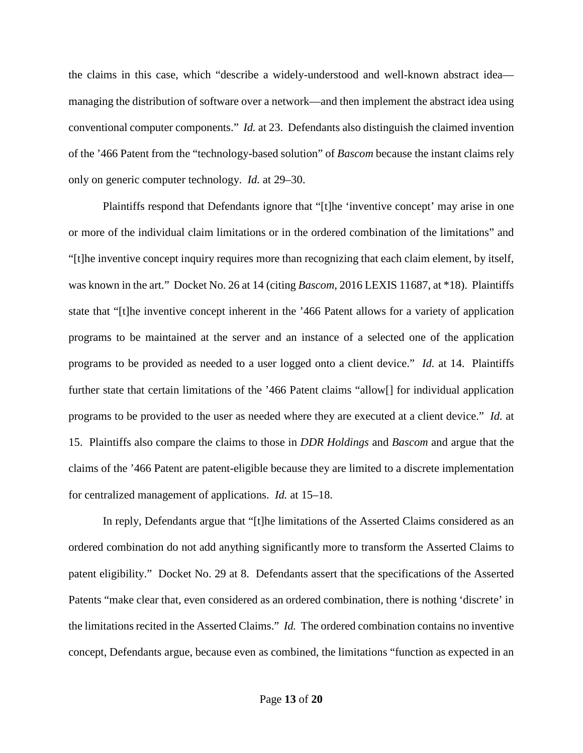the claims in this case, which "describe a widely-understood and well-known abstract idea—managing the distribution of software over a network—and then implement the abstract idea using conventional computer components." *Id.* at 23. Defendants also distinguish the claimed invention of the '466 Patent from the "technology-based solution" of *Bascom* because the instant claims rely only on generic computer technology. *Id.* at 29–30.

Plaintiffs respond that Defendants ignore that "[t]he 'inventive concept' may arise in one or more of the individual claim limitations or in the ordered combination of the limitations" and "[t]he inventive concept inquiry requires more than recognizing that each claim element, by itself, was known in the art." Docket No. 26 at 14 (citing *Bascom*, 2016 LEXIS 11687, at \*18). Plaintiffs state that "[t]he inventive concept inherent in the '466 Patent allows for a variety of application programs to be maintained at the server and an instance of a selected one of the application programs to be provided as needed to a user logged onto a client device." *Id.* at 14. Plaintiffs further state that certain limitations of the '466 Patent claims "allow[] for individual application programs to be provided to the user as needed where they are executed at a client device." *Id.* at 15. Plaintiffs also compare the claims to those in *DDR Holdings* and *Bascom* and argue that the claims of the '466 Patent are patent-eligible because they are limited to a discrete implementation for centralized management of applications. *Id.* at 15–18.

In reply, Defendants argue that "[t]he limitations of the Asserted Claims considered as an ordered combination do not add anything significantly more to transform the Asserted Claims to patent eligibility." Docket No. 29 at 8. Defendants assert that the specifications of the Asserted Patents "make clear that, even considered as an ordered combination, there is nothing 'discrete' in the limitations recited in the Asserted Claims." *Id.* The ordered combination contains no inventive concept, Defendants argue, because even as combined, the limitations "function as expected in an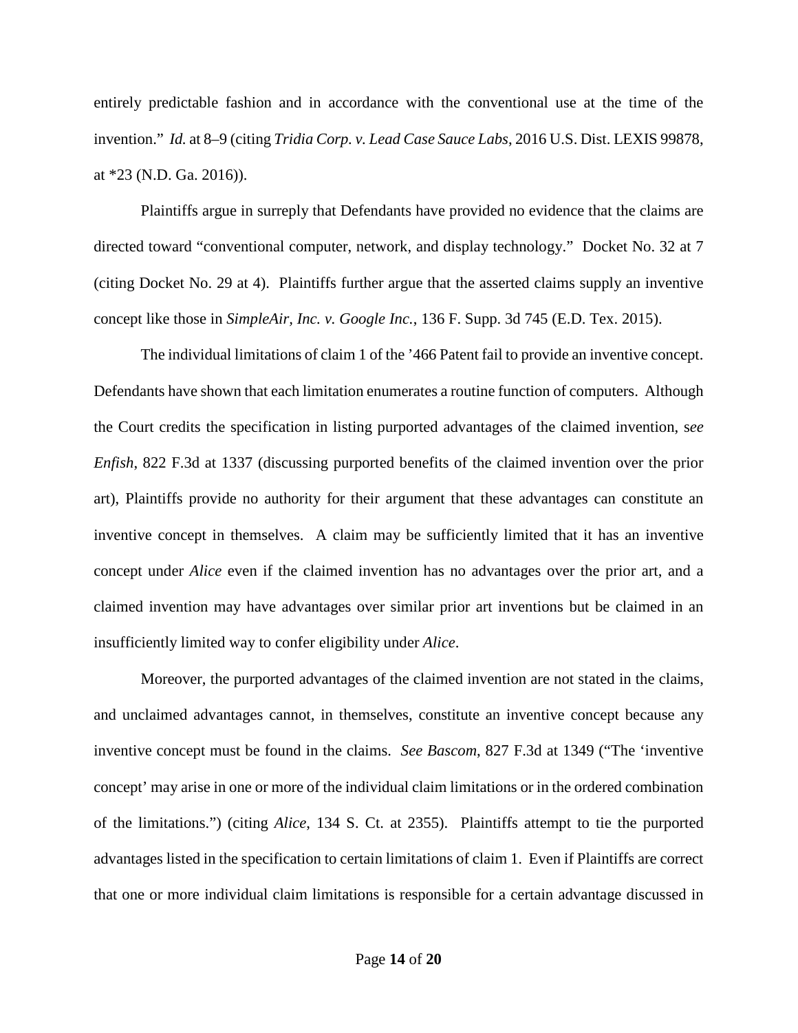entirely predictable fashion and in accordance with the conventional use at the time of the invention." *Id.* at 8–9 (citing *Tridia Corp. v. Lead Case Sauce Labs*, 2016 U.S. Dist. LEXIS 99878, at *23 (N.D. Ga. 2016)).

Plaintiffs argue in surreply that Defendants have provided no evidence that the claims are directed toward "conventional computer, network, and display technology." Docket No. 32 at 7 (citing Docket No. 29 at 4). Plaintiffs further argue that the asserted claims supply an inventive concept like those in *SimpleAir, Inc. v. Google Inc.*, 136 F. Supp. 3d 745 (E.D. Tex. 2015).

The individual limitations of claim 1 of the '466 Patent fail to provide an inventive concept. Defendants have shown that each limitation enumerates a routine function of computers. Although the Court credits the specification in listing purported advantages of the claimed invention, s*ee Enfish*, 822 F.3d at 1337 (discussing purported benefits of the claimed invention over the prior art), Plaintiffs provide no authority for their argument that these advantages can constitute an inventive concept in themselves. A claim may be sufficiently limited that it has an inventive concept under *Alice* even if the claimed invention has no advantages over the prior art, and a claimed invention may have advantages over similar prior art inventions but be claimed in an insufficiently limited way to confer eligibility under *Alice*.

Moreover, the purported advantages of the claimed invention are not stated in the claims, and unclaimed advantages cannot, in themselves, constitute an inventive concept because any inventive concept must be found in the claims. *See Bascom*, 827 F.3d at 1349 ("The 'inventive concept' may arise in one or more of the individual claim limitations or in the ordered combination of the limitations.") (citing *Alice*, 134 S. Ct. at 2355). Plaintiffs attempt to tie the purported advantages listed in the specification to certain limitations of claim 1. Even if Plaintiffs are correct that one or more individual claim limitations is responsible for a certain advantage discussed in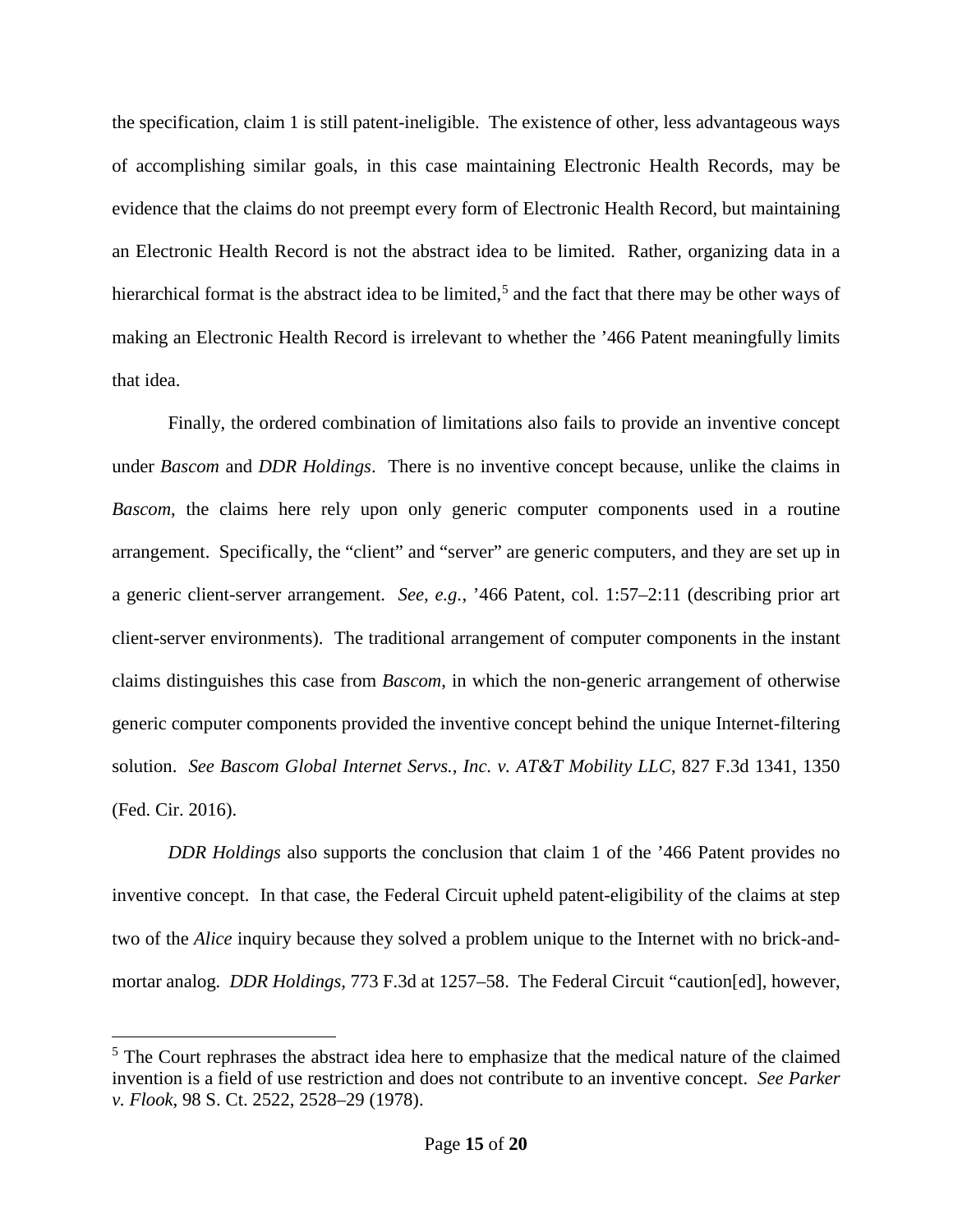the specification, claim 1 is still patent-ineligible. The existence of other, less advantageous ways of accomplishing similar goals, in this case maintaining Electronic Health Records, may be evidence that the claims do not preempt every form of Electronic Health Record, but maintaining an Electronic Health Record is not the abstract idea to be limited. Rather, organizing data in a hierarchical format is the abstract idea to be limited,[5] and the fact that there may be other ways of making an Electronic Health Record is irrelevant to whether the '466 Patent meaningfully limits that idea.

Finally, the ordered combination of limitations also fails to provide an inventive concept under *Bascom* and *DDR Holdings*. There is no inventive concept because, unlike the claims in *Bascom*, the claims here rely upon only generic computer components used in a routine arrangement. Specifically, the "client" and "server" are generic computers, and they are set up in a generic client-server arrangement. *See, e.g.*, '466 Patent, col. 1:57–2:11 (describing prior art client-server environments). The traditional arrangement of computer components in the instant claims distinguishes this case from *Bascom*, in which the non-generic arrangement of otherwise generic computer components provided the inventive concept behind the unique Internet-filtering solution. *See Bascom Global Internet Servs., Inc. v. AT&T Mobility LLC*, 827 F.3d 1341, 1350 (Fed. Cir. 2016).

*DDR Holdings* also supports the conclusion that claim 1 of the '466 Patent provides no inventive concept. In that case, the Federal Circuit upheld patent-eligibility of the claims at step two of the *Alice* inquiry because they solved a problem unique to the Internet with no brick-and-mortar analog. *DDR Holdings*, 773 F.3d at 1257–58. The Federal Circuit "caution[ed], however,

---

[5] The Court rephrases the abstract idea here to emphasize that the medical nature of the claimed invention is a field of use restriction and does not contribute to an inventive concept. *See Parker v. Flook*, 98 S. Ct. 2522, 2528–29 (1978).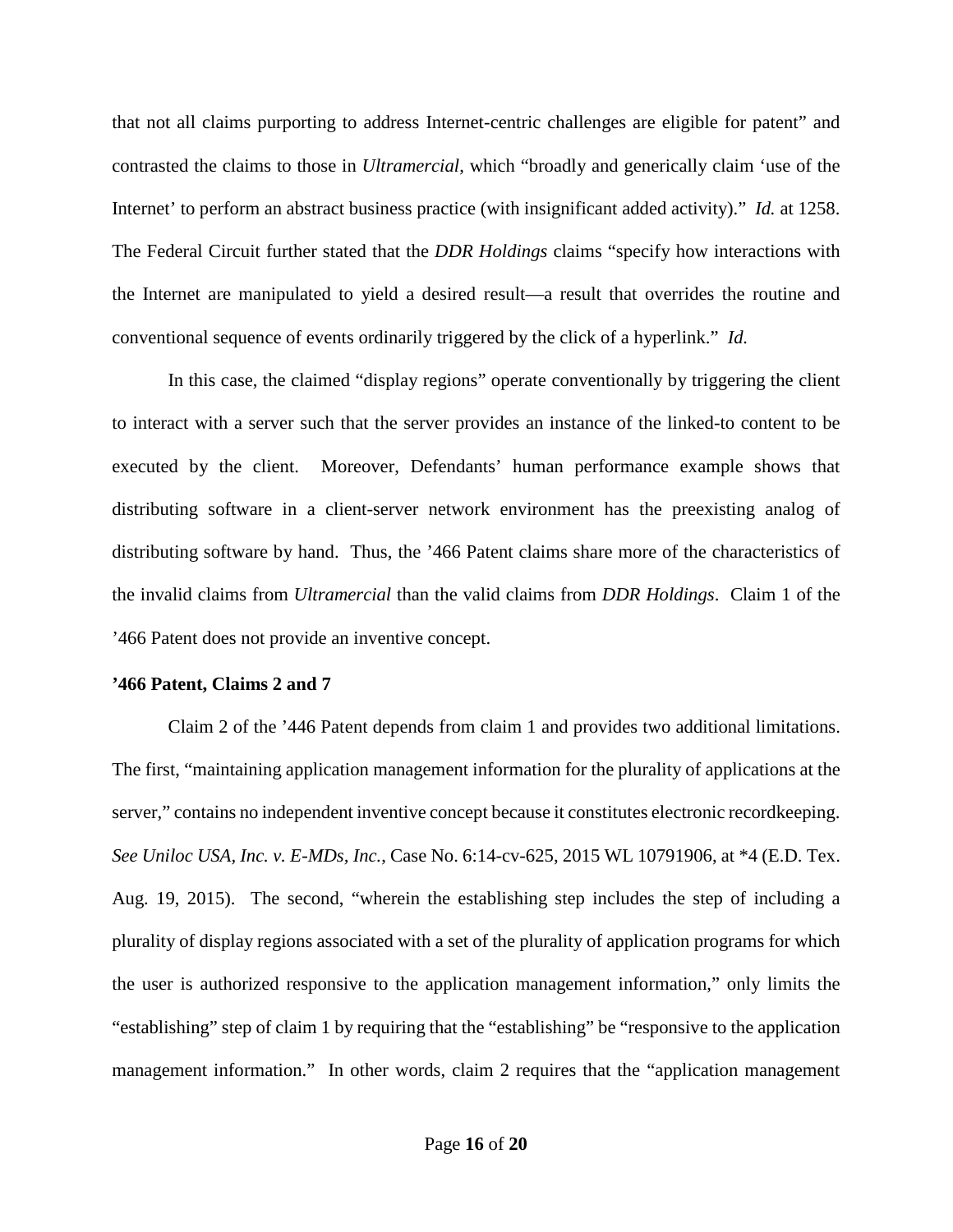that not all claims purporting to address Internet-centric challenges are eligible for patent" and contrasted the claims to those in *Ultramercial*, which "broadly and generically claim 'use of the Internet' to perform an abstract business practice (with insignificant added activity)." *Id.* at 1258. The Federal Circuit further stated that the *DDR Holdings* claims "specify how interactions with the Internet are manipulated to yield a desired result—a result that overrides the routine and conventional sequence of events ordinarily triggered by the click of a hyperlink." *Id.*

In this case, the claimed "display regions" operate conventionally by triggering the client to interact with a server such that the server provides an instance of the linked-to content to be executed by the client. Moreover, Defendants' human performance example shows that distributing software in a client-server network environment has the preexisting analog of distributing software by hand. Thus, the '466 Patent claims share more of the characteristics of the invalid claims from *Ultramercial* than the valid claims from *DDR Holdings*. Claim 1 of the '466 Patent does not provide an inventive concept.

**'466 Patent, Claims 2 and 7**

Claim 2 of the '446 Patent depends from claim 1 and provides two additional limitations. The first, "maintaining application management information for the plurality of applications at the server," contains no independent inventive concept because it constitutes electronic recordkeeping. *See Uniloc USA, Inc. v. E-MDs, Inc.*, Case No. 6:14-cv-625, 2015 WL 10791906, at *4 (E.D. Tex. Aug. 19, 2015). The second, "wherein the establishing step includes the step of including a plurality of display regions associated with a set of the plurality of application programs for which the user is authorized responsive to the application management information," only limits the "establishing" step of claim 1 by requiring that the "establishing" be "responsive to the application management information." In other words, claim 2 requires that the "application management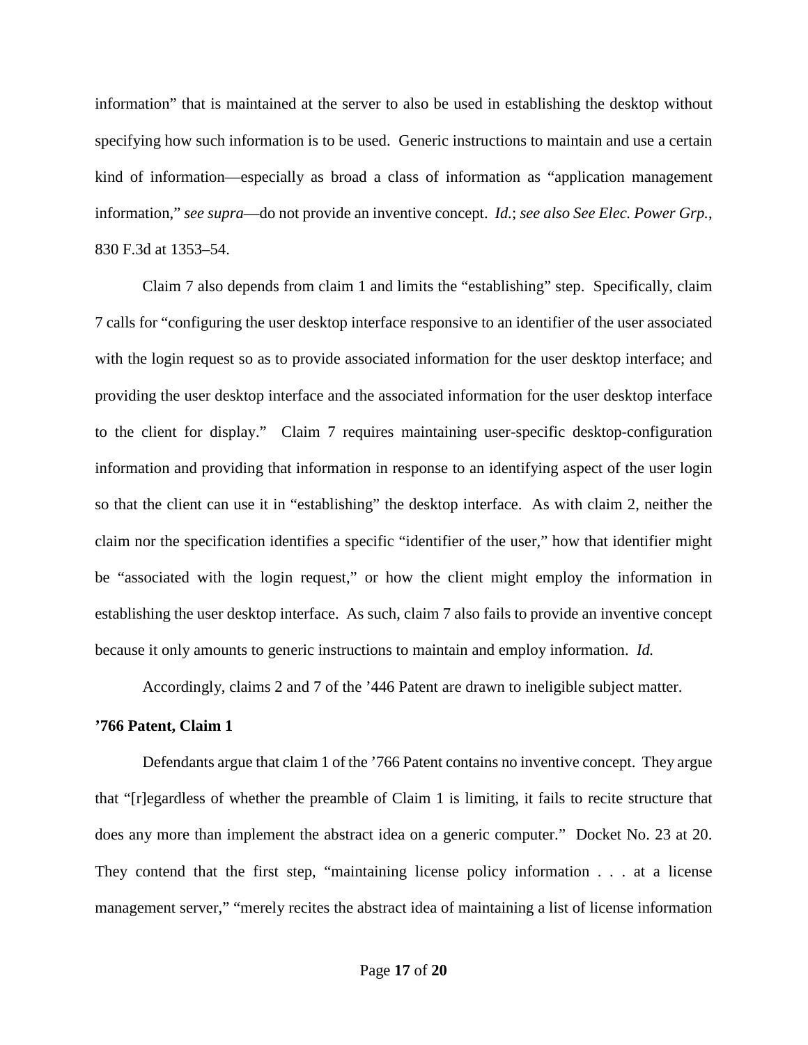information" that is maintained at the server to also be used in establishing the desktop without specifying how such information is to be used. Generic instructions to maintain and use a certain kind of information—especially as broad a class of information as "application management information," *see supra*—do not provide an inventive concept. *Id.*; *see also See Elec. Power Grp.*, 830 F.3d at 1353–54.

Claim 7 also depends from claim 1 and limits the "establishing" step. Specifically, claim 7 calls for "configuring the user desktop interface responsive to an identifier of the user associated with the login request so as to provide associated information for the user desktop interface; and providing the user desktop interface and the associated information for the user desktop interface to the client for display." Claim 7 requires maintaining user-specific desktop-configuration information and providing that information in response to an identifying aspect of the user login so that the client can use it in "establishing" the desktop interface. As with claim 2, neither the claim nor the specification identifies a specific "identifier of the user," how that identifier might be "associated with the login request," or how the client might employ the information in establishing the user desktop interface. As such, claim 7 also fails to provide an inventive concept because it only amounts to generic instructions to maintain and employ information. *Id.*

Accordingly, claims 2 and 7 of the '446 Patent are drawn to ineligible subject matter.

**'766 Patent, Claim 1**

Defendants argue that claim 1 of the '766 Patent contains no inventive concept. They argue that "[r]egardless of whether the preamble of Claim 1 is limiting, it fails to recite structure that does any more than implement the abstract idea on a generic computer." Docket No. 23 at 20. They contend that the first step, "maintaining license policy information . . . at a license management server," "merely recites the abstract idea of maintaining a list of license information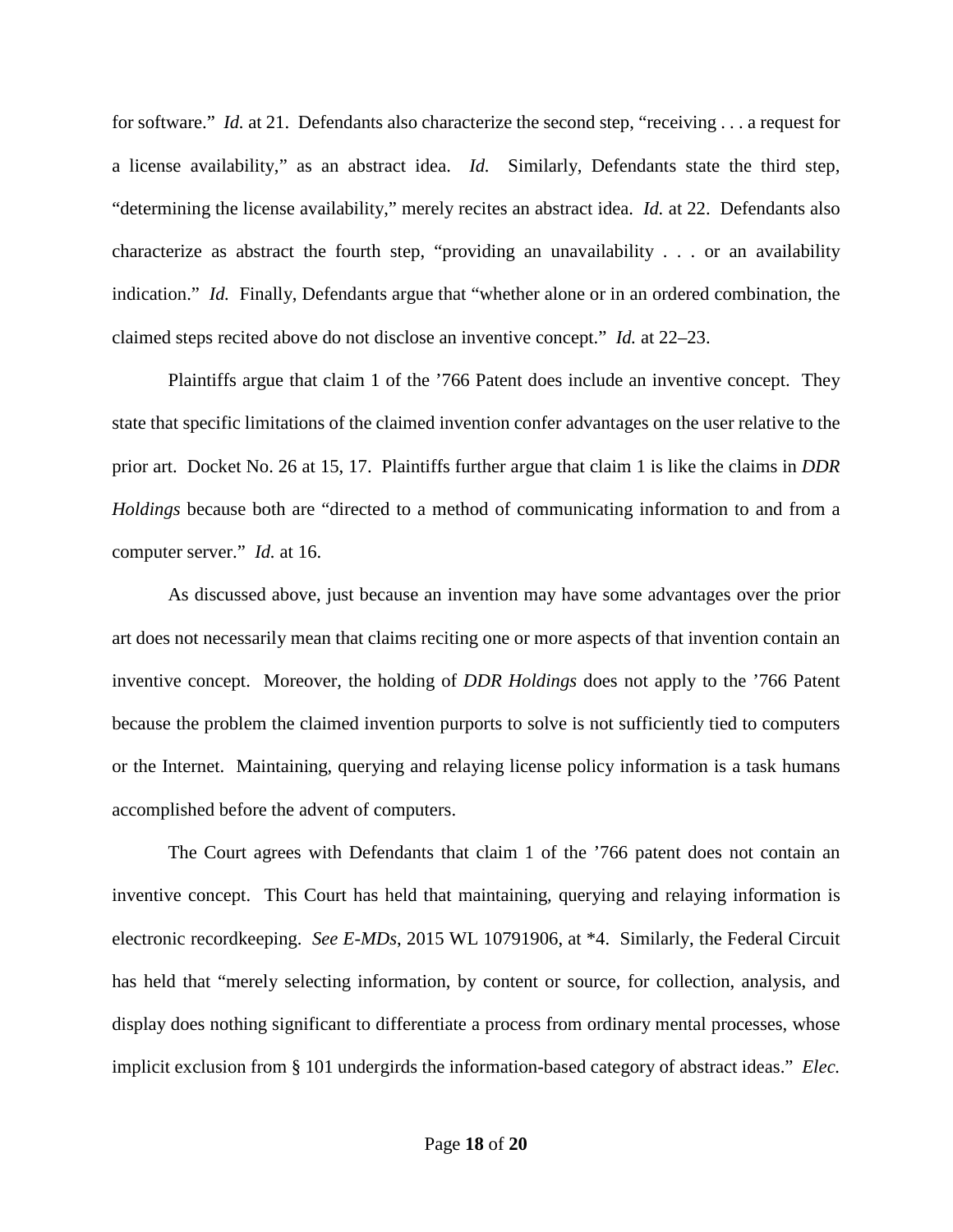for software." *Id.* at 21. Defendants also characterize the second step, "receiving . . . a request for a license availability," as an abstract idea. *Id.* Similarly, Defendants state the third step, "determining the license availability," merely recites an abstract idea. *Id.* at 22. Defendants also characterize as abstract the fourth step, "providing an unavailability . . . or an availability indication." *Id.* Finally, Defendants argue that "whether alone or in an ordered combination, the claimed steps recited above do not disclose an inventive concept." *Id.* at 22–23.

Plaintiffs argue that claim 1 of the '766 Patent does include an inventive concept. They state that specific limitations of the claimed invention confer advantages on the user relative to the prior art. Docket No. 26 at 15, 17. Plaintiffs further argue that claim 1 is like the claims in *DDR Holdings* because both are "directed to a method of communicating information to and from a computer server." *Id.* at 16.

As discussed above, just because an invention may have some advantages over the prior art does not necessarily mean that claims reciting one or more aspects of that invention contain an inventive concept. Moreover, the holding of *DDR Holdings* does not apply to the '766 Patent because the problem the claimed invention purports to solve is not sufficiently tied to computers or the Internet. Maintaining, querying and relaying license policy information is a task humans accomplished before the advent of computers.

The Court agrees with Defendants that claim 1 of the '766 patent does not contain an inventive concept. This Court has held that maintaining, querying and relaying information is electronic recordkeeping. *See E-MDs*, 2015 WL 10791906, at *4. Similarly, the Federal Circuit has held that "merely selecting information, by content or source, for collection, analysis, and display does nothing significant to differentiate a process from ordinary mental processes, whose implicit exclusion from § 101 undergirds the information-based category of abstract ideas." *Elec.*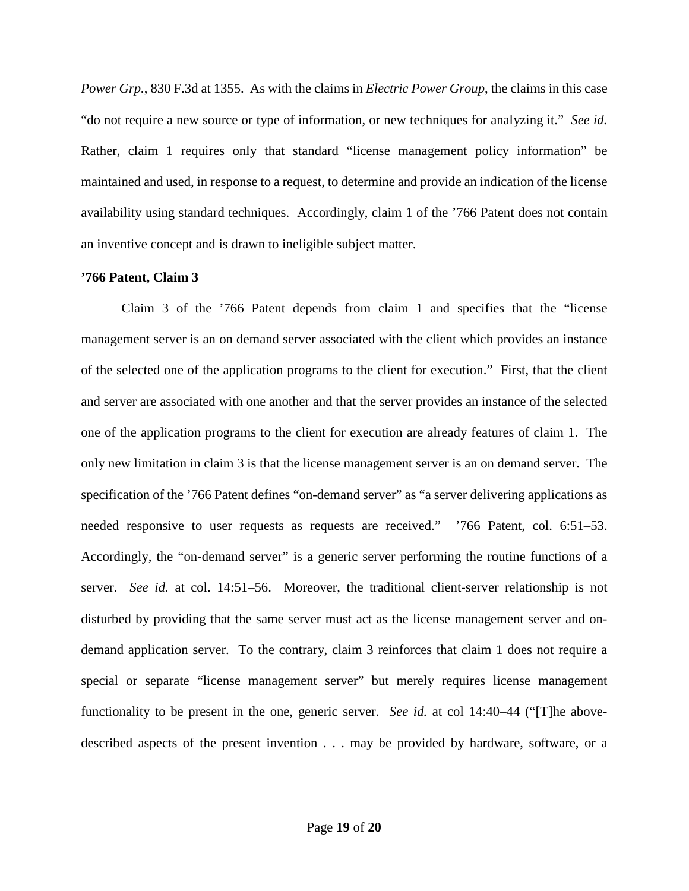*Power Grp.*, 830 F.3d at 1355. As with the claims in *Electric Power Group*, the claims in this case "do not require a new source or type of information, or new techniques for analyzing it." *See id.* Rather, claim 1 requires only that standard "license management policy information" be maintained and used, in response to a request, to determine and provide an indication of the license availability using standard techniques. Accordingly, claim 1 of the '766 Patent does not contain an inventive concept and is drawn to ineligible subject matter.

**'766 Patent, Claim 3**

Claim 3 of the '766 Patent depends from claim 1 and specifies that the "license management server is an on demand server associated with the client which provides an instance of the selected one of the application programs to the client for execution." First, that the client and server are associated with one another and that the server provides an instance of the selected one of the application programs to the client for execution are already features of claim 1. The only new limitation in claim 3 is that the license management server is an on demand server. The specification of the '766 Patent defines "on-demand server" as "a server delivering applications as needed responsive to user requests as requests are received." '766 Patent, col. 6:51–53. Accordingly, the "on-demand server" is a generic server performing the routine functions of a server. *See id.* at col. 14:51–56. Moreover, the traditional client-server relationship is not disturbed by providing that the same server must act as the license management server and on-demand application server. To the contrary, claim 3 reinforces that claim 1 does not require a special or separate "license management server" but merely requires license management functionality to be present in the one, generic server. *See id.* at col 14:40–44 ("[T]he above-described aspects of the present invention . . . may be provided by hardware, software, or a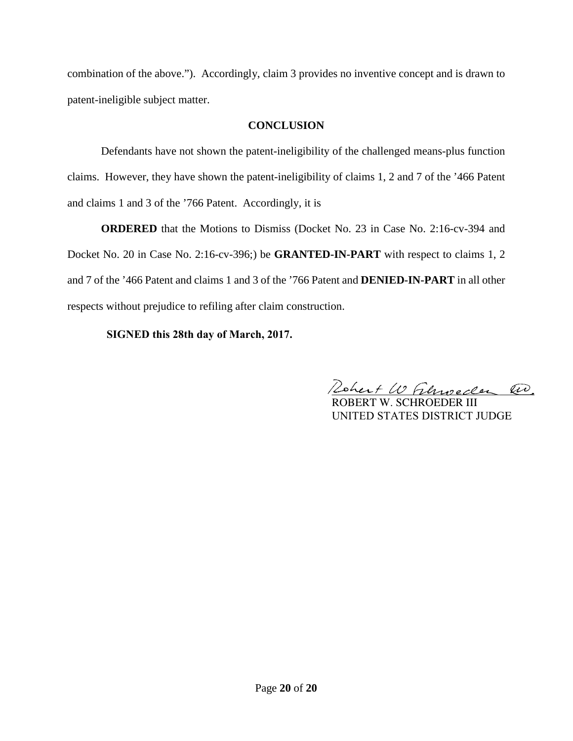combination of the above."). Accordingly, claim 3 provides no inventive concept and is drawn to patent-ineligible subject matter.

## CONCLUSION

Defendants have not shown the patent-ineligibility of the challenged means-plus function claims. However, they have shown the patent-ineligibility of claims 1, 2 and 7 of the '466 Patent and claims 1 and 3 of the '766 Patent. Accordingly, it is

**ORDERED** that the Motions to Dismiss (Docket No. 23 in Case No. 2:16-cv-394 and Docket No. 20 in Case No. 2:16-cv-396;) be **GRANTED-IN-PART** with respect to claims 1, 2 and 7 of the '466 Patent and claims 1 and 3 of the '766 Patent and **DENIED-IN-PART** in all other respects without prejudice to refiling after claim construction.

**SIGNED this 28th day of March, 2017.**

Robert W. Schroeder III

ROBERT W. SCHROEDER III
UNITED STATES DISTRICT JUDGE